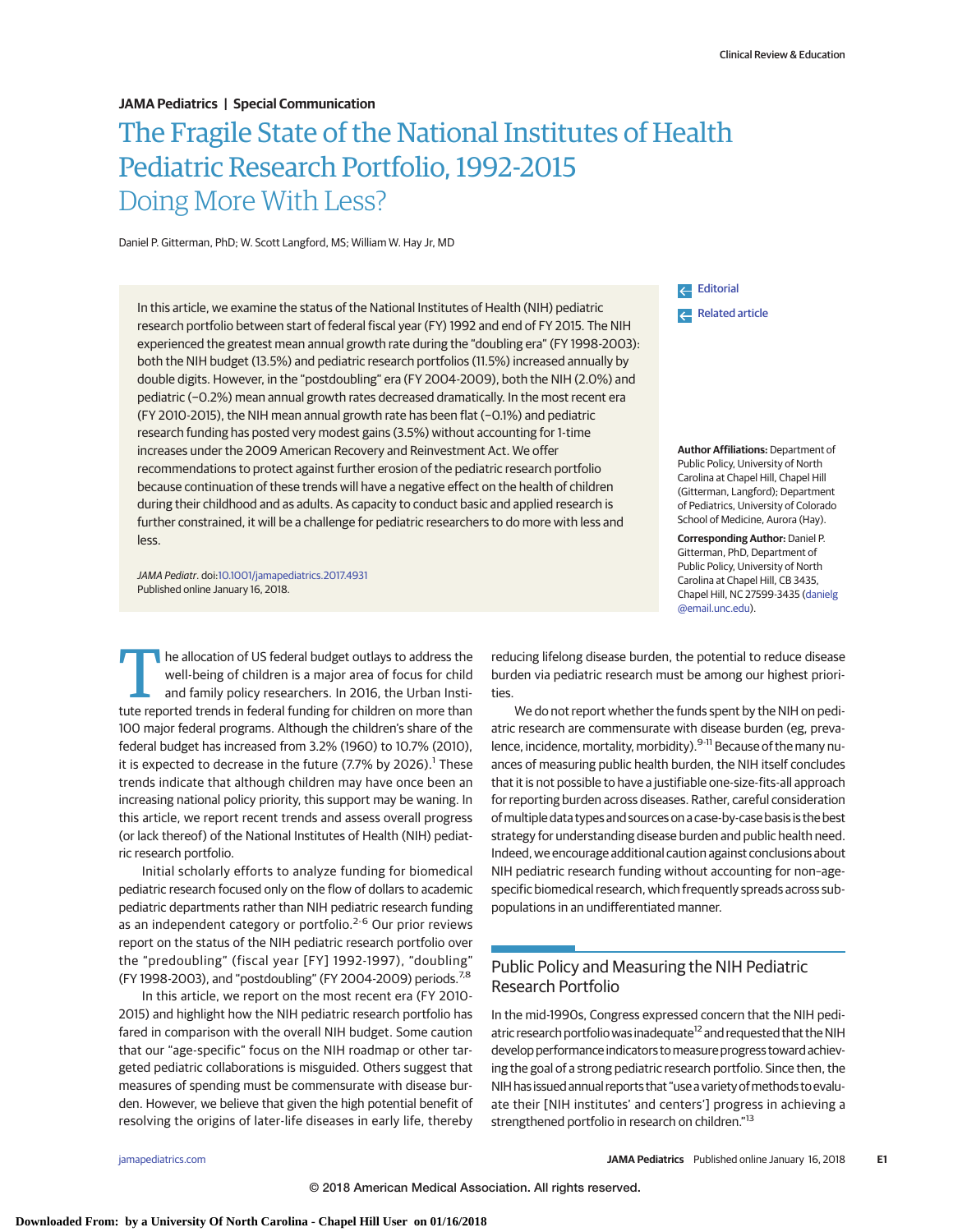**JAMA Pediatrics | Special Communication**

# The Fragile State of the National Institutes of Health Pediatric Research Portfolio, 1992-2015

## Doing More With Less?

Daniel P. Gitterman, PhD; W. Scott Langford, MS; William W. Hay Jr, MD

In this article, we examine the status of the National Institutes of Health (NIH) pediatric research portfolio between start of federal fiscal year (FY) 1992 and end of FY 2015. The NIH experienced the greatest mean annual growth rate during the "doubling era" (FY 1998-2003): both the NIH budget (13.5%) and pediatric research portfolios (11.5%) increased annually by double digits. However, in the "postdoubling" era (FY 2004-2009), both the NIH (2.0%) and pediatric (−0.2%) mean annual growth rates decreased dramatically. In the most recent era (FY 2010-2015), the NIH mean annual growth rate has been flat (−0.1%) and pediatric research funding has posted very modest gains (3.5%) without accounting for 1-time increases under the 2009 American Recovery and Reinvestment Act. We offer recommendations to protect against further erosion of the pediatric research portfolio because continuation of these trends will have a negative effect on the health of children during their childhood and as adults. As capacity to conduct basic and applied research is further constrained, it will be a challenge for pediatric researchers to do more with less and less.

*JAMA Pediatr*. doi:10.1001/jamapediatrics.2017.4931
Published online January 16, 2018.

Editorial

Related article

**Author Affiliations:** Department of Public Policy, University of North Carolina at Chapel Hill, Chapel Hill (Gitterman, Langford); Department of Pediatrics, University of Colorado School of Medicine, Aurora (Hay).

**Corresponding Author:** Daniel P. Gitterman, PhD, Department of Public Policy, University of North Carolina at Chapel Hill, CB 3435, Chapel Hill, NC 27599-3435 (danielg@email.unc.edu).

The allocation of US federal budget outlays to address the well-being of children is a major area of focus for child and family policy researchers. In 2016, the Urban Institute reported trends in federal funding for children on more than 100 major federal programs. Although the children's share of the federal budget has increased from 3.2% (1960) to 10.7% (2010), it is expected to decrease in the future (7.7% by 2026).[1] These trends indicate that although children may have once been an increasing national policy priority, this support may be waning. In this article, we report recent trends and assess overall progress (or lack thereof) of the National Institutes of Health (NIH) pediatric research portfolio.

Initial scholarly efforts to analyze funding for biomedical pediatric research focused only on the flow of dollars to academic pediatric departments rather than NIH pediatric research funding as an independent category or portfolio.[2-6] Our prior reviews report on the status of the NIH pediatric research portfolio over the "predoubling" (fiscal year [FY] 1992-1997), "doubling" (FY 1998-2003), and "postdoubling" (FY 2004-2009) periods.[7,8]

In this article, we report on the most recent era (FY 2010-2015) and highlight how the NIH pediatric research portfolio has fared in comparison with the overall NIH budget. Some caution that our "age-specific" focus on the NIH roadmap or other targeted pediatric collaborations is misguided. Others suggest that measures of spending must be commensurate with disease burden. However, we believe that given the high potential benefit of resolving the origins of later-life diseases in early life, thereby reducing lifelong disease burden, the potential to reduce disease burden via pediatric research must be among our highest priorities.

We do not report whether the funds spent by the NIH on pediatric research are commensurate with disease burden (eg, prevalence, incidence, mortality, morbidity).[9-11] Because of the many nuances of measuring public health burden, the NIH itself concludes that it is not possible to have a justifiable one-size-fits-all approach for reporting burden across diseases. Rather, careful consideration of multiple data types and sources on a case-by-case basis is the best strategy for understanding disease burden and public health need. Indeed, we encourage additional caution against conclusions about NIH pediatric research funding without accounting for non–age-specific biomedical research, which frequently spreads across subpopulations in an undifferentiated manner.

## Public Policy and Measuring the NIH Pediatric Research Portfolio

In the mid-1990s, Congress expressed concern that the NIH pediatric research portfolio was inadequate[12] and requested that the NIH develop performance indicators to measure progress toward achieving the goal of a strong pediatric research portfolio. Since then, the NIH has issued annual reports that "use a variety of methods to evaluate their [NIH institutes' and centers'] progress in achieving a strengthened portfolio in research on children."[13]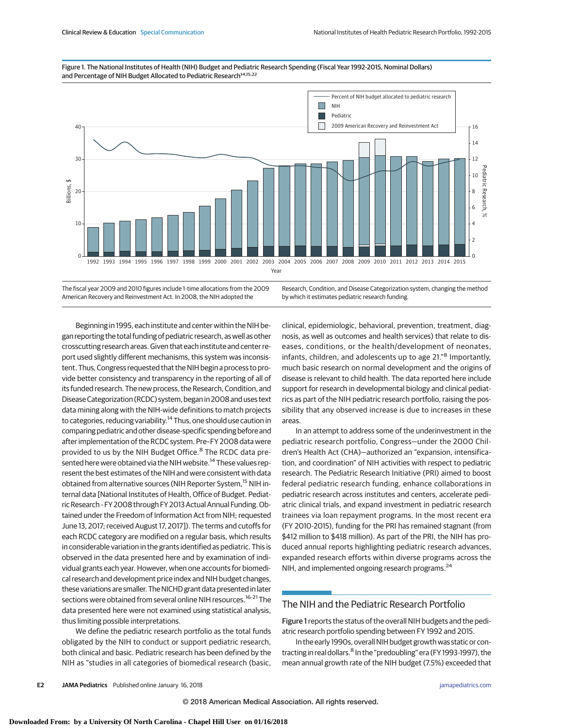Figure 1. The National Institutes of Health (NIH) Budget and Pediatric Research Spending (Fiscal Year 1992-2015, Nominal Dollars) and Percentage of NIH Budget Allocated to Pediatric Research[14,15,22]

The fiscal year 2009 and 2010 figures include 1-time allocations from the 2009 American Recovery and Reinvestment Act. In 2008, the NIH adopted the Research, Condition, and Disease Categorization system, changing the method by which it estimates pediatric research funding.

Beginning in 1995, each institute and center within the NIH began reporting the total funding of pediatric research, as well as other crosscutting research areas. Given that each institute and center report used slightly different mechanisms, this system was inconsistent. Thus, Congress requested that the NIH begin a process to provide better consistency and transparency in the reporting of all of its funded research. The new process, the Research, Condition, and Disease Categorization (RCDC) system, began in 2008 and uses text data mining along with the NIH-wide definitions to match projects to categories, reducing variability.[14] Thus, one should use caution in comparing pediatric and other disease-specific spending before and after implementation of the RCDC system. Pre–FY 2008 data were provided to us by the NIH Budget Office.[8] The RCDC data presented here were obtained via the NIH website.[14] These values represent the best estimates of the NIH and were consistent with data obtained from alternative sources (NIH Reporter System,[15] NIH internal data [National Institutes of Health, Office of Budget. Pediatric Research - FY 2008 through FY 2013 Actual Annual Funding. Obtained under the Freedom of Information Act from NIH; requested June 13, 2017; received August 17, 2017]). The terms and cutoffs for each RCDC category are modified on a regular basis, which results in considerable variation in the grants identified as pediatric. This is observed in the data presented here and by examination of individual grants each year. However, when one accounts for biomedical research and development price index and NIH budget changes, these variations are smaller. The NICHD grant data presented in later sections were obtained from several online NIH resources.[16-21] The data presented here were not examined using statistical analysis, thus limiting possible interpretations.

We define the pediatric research portfolio as the total funds obligated by the NIH to conduct or support pediatric research, both clinical and basic. Pediatric research has been defined by the NIH as "studies in all categories of biomedical research (basic, clinical, epidemiologic, behavioral, prevention, treatment, diagnosis, as well as outcomes and health services) that relate to diseases, conditions, or the health/development of neonates, infants, children, and adolescents up to age 21."[8] Importantly, much basic research on normal development and the origins of disease is relevant to child health. The data reported here include support for research in developmental biology and clinical pediatrics as part of the NIH pediatric research portfolio, raising the possibility that any observed increase is due to increases in these areas.

In an attempt to address some of the underinvestment in the pediatric research portfolio, Congress—under the 2000 Children's Health Act (CHA)—authorized an "expansion, intensification, and coordination" of NIH activities with respect to pediatric research. The Pediatric Research Initiative (PRI) aimed to boost federal pediatric research funding, enhance collaborations in pediatric research across institutes and centers, accelerate pediatric clinical trials, and expand investment in pediatric research trainees via loan repayment programs. In the most recent era (FY 2010-2015), funding for the PRI has remained stagnant (from $412 million to $418 million). As part of the PRI, the NIH has produced annual reports highlighting pediatric research advances, expanded research efforts within diverse programs across the NIH, and implemented ongoing research programs.[24]

## The NIH and the Pediatric Research Portfolio

Figure 1 reports the status of the overall NIH budgets and the pediatric research portfolio spending between FY 1992 and 2015.

In the early 1990s, overall NIH budget growth was static or contracting in real dollars.[8] In the "predoubling" era (FY 1993-1997), the mean annual growth rate of the NIH budget (7.5%) exceeded that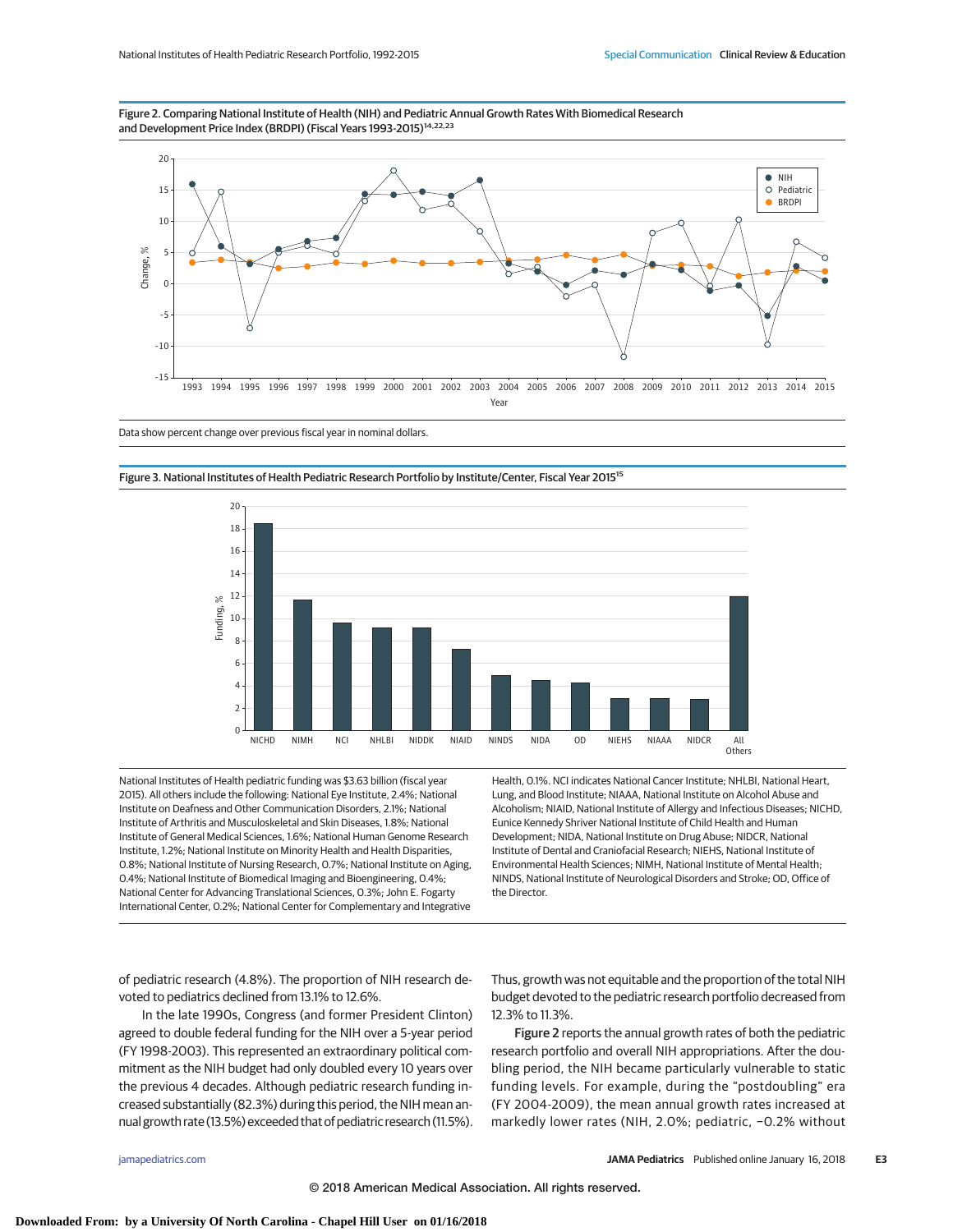Figure 2. Comparing National Institute of Health (NIH) and Pediatric Annual Growth Rates With Biomedical Research and Development Price Index (BRDPI) (Fiscal Years 1993-2015)[14,22,23]

Data show percent change over previous fiscal year in nominal dollars.

Figure 3. National Institutes of Health Pediatric Research Portfolio by Institute/Center, Fiscal Year 2015[15]

National Institutes of Health pediatric funding was $3.63 billion (fiscal year 2015). All others include the following: National Eye Institute, 2.4%; National Institute on Deafness and Other Communication Disorders, 2.1%; National Institute of Arthritis and Musculoskeletal and Skin Diseases, 1.8%; National Institute of General Medical Sciences, 1.6%; National Human Genome Research Institute, 1.2%; National Institute on Minority Health and Health Disparities, 0.8%; National Institute of Nursing Research, 0.7%; National Institute on Aging, 0.4%; National Institute of Biomedical Imaging and Bioengineering, 0.4%; National Center for Advancing Translational Sciences, 0.3%; John E. Fogarty International Center, 0.2%; National Center for Complementary and Integrative Health, 0.1%. NCI indicates National Cancer Institute; NHLBI, National Heart, Lung, and Blood Institute; NIAAA, National Institute on Alcohol Abuse and Alcoholism; NIAID, National Institute of Allergy and Infectious Diseases; NICHD, Eunice Kennedy Shriver National Institute of Child Health and Human Development; NIDA, National Institute on Drug Abuse; NIDCR, National Institute of Dental and Craniofacial Research; NIEHS, National Institute of Environmental Health Sciences; NIMH, National Institute of Mental Health; NINDS, National Institute of Neurological Disorders and Stroke; OD, Office of the Director.

of pediatric research (4.8%). The proportion of NIH research devoted to pediatrics declined from 13.1% to 12.6%.

In the late 1990s, Congress (and former President Clinton) agreed to double federal funding for the NIH over a 5-year period (FY 1998-2003). This represented an extraordinary political commitment as the NIH budget had only doubled every 10 years over the previous 4 decades. Although pediatric research funding increased substantially (82.3%) during this period, the NIH mean annual growth rate (13.5%) exceeded that of pediatric research (11.5%). Thus, growth was not equitable and the proportion of the total NIH budget devoted to the pediatric research portfolio decreased from 12.3% to 11.3%.

**Figure 2** reports the annual growth rates of both the pediatric research portfolio and overall NIH appropriations. After the doubling period, the NIH became particularly vulnerable to static funding levels. For example, during the "postdoubling" era (FY 2004-2009), the mean annual growth rates increased at markedly lower rates (NIH, 2.0%; pediatric, −0.2% without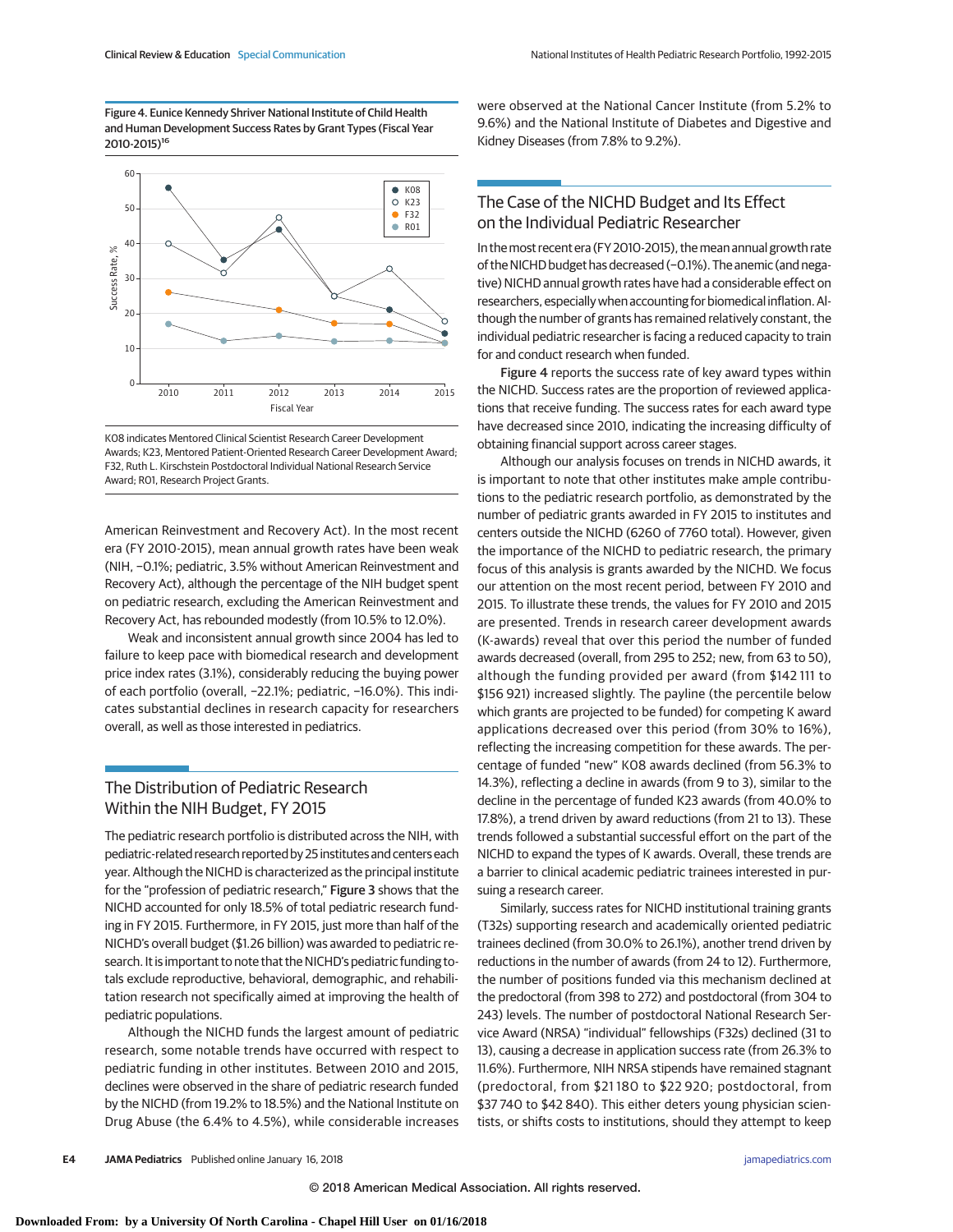Figure 4. Eunice Kennedy Shriver National Institute of Child Health and Human Development Success Rates by Grant Types (Fiscal Year 2010-2015)[16]

K08 indicates Mentored Clinical Scientist Research Career Development Awards; K23, Mentored Patient-Oriented Research Career Development Award; F32, Ruth L. Kirschstein Postdoctoral Individual National Research Service Award; R01, Research Project Grants.

American Reinvestment and Recovery Act). In the most recent era (FY 2010-2015), mean annual growth rates have been weak (NIH, −0.1%; pediatric, 3.5% without American Reinvestment and Recovery Act), although the percentage of the NIH budget spent on pediatric research, excluding the American Reinvestment and Recovery Act, has rebounded modestly (from 10.5% to 12.0%).

Weak and inconsistent annual growth since 2004 has led to failure to keep pace with biomedical research and development price index rates (3.1%), considerably reducing the buying power of each portfolio (overall, −22.1%; pediatric, −16.0%). This indicates substantial declines in research capacity for researchers overall, as well as those interested in pediatrics.

## The Distribution of Pediatric Research Within the NIH Budget, FY 2015

The pediatric research portfolio is distributed across the NIH, with pediatric-related research reported by 25 institutes and centers each year. Although the NICHD is characterized as the principal institute for the "profession of pediatric research," **Figure 3** shows that the NICHD accounted for only 18.5% of total pediatric research funding in FY 2015. Furthermore, in FY 2015, just more than half of the NICHD's overall budget ($1.26 billion) was awarded to pediatric research. It is important to note that the NICHD's pediatric funding totals exclude reproductive, behavioral, demographic, and rehabilitation research not specifically aimed at improving the health of pediatric populations.

Although the NICHD funds the largest amount of pediatric research, some notable trends have occurred with respect to pediatric funding in other institutes. Between 2010 and 2015, declines were observed in the share of pediatric research funded by the NICHD (from 19.2% to 18.5%) and the National Institute on Drug Abuse (the 6.4% to 4.5%), while considerable increases were observed at the National Cancer Institute (from 5.2% to 9.6%) and the National Institute of Diabetes and Digestive and Kidney Diseases (from 7.8% to 9.2%).

## The Case of the NICHD Budget and Its Effect on the Individual Pediatric Researcher

In the most recent era (FY 2010-2015), the mean annual growth rate of the NICHD budget has decreased (−0.1%). The anemic (and negative) NICHD annual growth rates have had a considerable effect on researchers, especially when accounting for biomedical inflation. Although the number of grants has remained relatively constant, the individual pediatric researcher is facing a reduced capacity to train for and conduct research when funded.

**Figure 4** reports the success rate of key award types within the NICHD. Success rates are the proportion of reviewed applications that receive funding. The success rates for each award type have decreased since 2010, indicating the increasing difficulty of obtaining financial support across career stages.

Although our analysis focuses on trends in NICHD awards, it is important to note that other institutes make ample contributions to the pediatric research portfolio, as demonstrated by the number of pediatric grants awarded in FY 2015 to institutes and centers outside the NICHD (6260 of 7760 total). However, given the importance of the NICHD to pediatric research, the primary focus of this analysis is grants awarded by the NICHD. We focus our attention on the most recent period, between FY 2010 and 2015. To illustrate these trends, the values for FY 2010 and 2015 are presented. Trends in research career development awards (K-awards) reveal that over this period the number of funded awards decreased (overall, from 295 to 252; new, from 63 to 50), although the funding provided per award (from $142 111 to $156 921) increased slightly. The payline (the percentile below which grants are projected to be funded) for competing K award applications decreased over this period (from 30% to 16%), reflecting the increasing competition for these awards. The percentage of funded "new" K08 awards declined (from 56.3% to 14.3%), reflecting a decline in awards (from 9 to 3), similar to the decline in the percentage of funded K23 awards (from 40.0% to 17.8%), a trend driven by award reductions (from 21 to 13). These trends followed a substantial successful effort on the part of the NICHD to expand the types of K awards. Overall, these trends are a barrier to clinical academic pediatric trainees interested in pursuing a research career.

Similarly, success rates for NICHD institutional training grants (T32s) supporting research and academically oriented pediatric trainees declined (from 30.0% to 26.1%), another trend driven by reductions in the number of awards (from 24 to 12). Furthermore, the number of positions funded via this mechanism declined at the predoctoral (from 398 to 272) and postdoctoral (from 304 to 243) levels. The number of postdoctoral National Research Service Award (NRSA) "individual" fellowships (F32s) declined (31 to 13), causing a decrease in application success rate (from 26.3% to 11.6%). Furthermore, NIH NRSA stipends have remained stagnant (predoctoral, from $21 180 to $22 920; postdoctoral, from $37 740 to $42 840). This either deters young physician scientists, or shifts costs to institutions, should they attempt to keep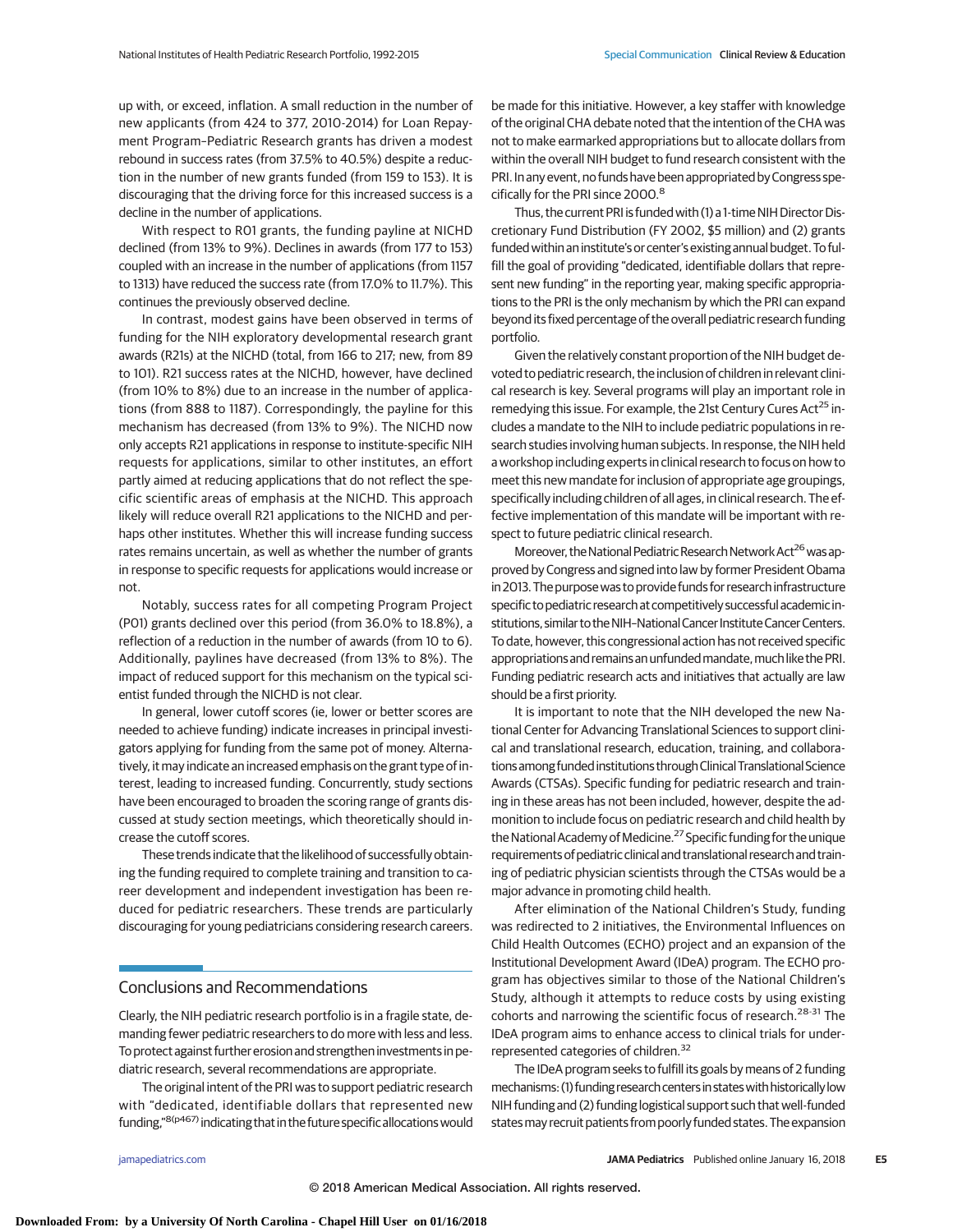up with, or exceed, inflation. A small reduction in the number of new applicants (from 424 to 377, 2010-2014) for Loan Repayment Program–Pediatric Research grants has driven a modest rebound in success rates (from 37.5% to 40.5%) despite a reduction in the number of new grants funded (from 159 to 153). It is discouraging that the driving force for this increased success is a decline in the number of applications.

With respect to R01 grants, the funding payline at NICHD declined (from 13% to 9%). Declines in awards (from 177 to 153) coupled with an increase in the number of applications (from 1157 to 1313) have reduced the success rate (from 17.0% to 11.7%). This continues the previously observed decline.

In contrast, modest gains have been observed in terms of funding for the NIH exploratory developmental research grant awards (R21s) at the NICHD (total, from 166 to 217; new, from 89 to 101). R21 success rates at the NICHD, however, have declined (from 10% to 8%) due to an increase in the number of applications (from 888 to 1187). Correspondingly, the payline for this mechanism has decreased (from 13% to 9%). The NICHD now only accepts R21 applications in response to institute-specific NIH requests for applications, similar to other institutes, an effort partly aimed at reducing applications that do not reflect the specific scientific areas of emphasis at the NICHD. This approach likely will reduce overall R21 applications to the NICHD and perhaps other institutes. Whether this will increase funding success rates remains uncertain, as well as whether the number of grants in response to specific requests for applications would increase or not.

Notably, success rates for all competing Program Project (P01) grants declined over this period (from 36.0% to 18.8%), a reflection of a reduction in the number of awards (from 10 to 6). Additionally, paylines have decreased (from 13% to 8%). The impact of reduced support for this mechanism on the typical scientist funded through the NICHD is not clear.

In general, lower cutoff scores (ie, lower or better scores are needed to achieve funding) indicate increases in principal investigators applying for funding from the same pot of money. Alternatively, it may indicate an increased emphasis on the grant type of interest, leading to increased funding. Concurrently, study sections have been encouraged to broaden the scoring range of grants discussed at study section meetings, which theoretically should increase the cutoff scores.

These trends indicate that the likelihood of successfully obtaining the funding required to complete training and transition to career development and independent investigation has been reduced for pediatric researchers. These trends are particularly discouraging for young pediatricians considering research careers.

## Conclusions and Recommendations

Clearly, the NIH pediatric research portfolio is in a fragile state, demanding fewer pediatric researchers to do more with less and less. To protect against further erosion and strengthen investments in pediatric research, several recommendations are appropriate.

The original intent of the PRI was to support pediatric research with "dedicated, identifiable dollars that represented new funding,"[8(p467)] indicating that in the future specific allocations would be made for this initiative. However, a key staffer with knowledge of the original CHA debate noted that the intention of the CHA was not to make earmarked appropriations but to allocate dollars from within the overall NIH budget to fund research consistent with the PRI. In any event, no funds have been appropriated by Congress specifically for the PRI since 2000.[8]

Thus, the current PRI is funded with (1) a 1-time NIH Director Discretionary Fund Distribution (FY 2002, $5 million) and (2) grants funded within an institute's or center's existing annual budget. To fulfill the goal of providing "dedicated, identifiable dollars that represent new funding" in the reporting year, making specific appropriations to the PRI is the only mechanism by which the PRI can expand beyond its fixed percentage of the overall pediatric research funding portfolio.

Given the relatively constant proportion of the NIH budget devoted to pediatric research, the inclusion of children in relevant clinical research is key. Several programs will play an important role in remedying this issue. For example, the 21st Century Cures Act[25] includes a mandate to the NIH to include pediatric populations in research studies involving human subjects. In response, the NIH held a workshop including experts in clinical research to focus on how to meet this new mandate for inclusion of appropriate age groupings, specifically including children of all ages, in clinical research. The effective implementation of this mandate will be important with respect to future pediatric clinical research.

Moreover, the National Pediatric Research Network Act[26] was approved by Congress and signed into law by former President Obama in 2013. The purpose was to provide funds for research infrastructure specific to pediatric research at competitively successful academic institutions, similar to the NIH–National Cancer Institute Cancer Centers. To date, however, this congressional action has not received specific appropriations and remains an unfunded mandate, much like the PRI. Funding pediatric research acts and initiatives that actually are law should be a first priority.

It is important to note that the NIH developed the new National Center for Advancing Translational Sciences to support clinical and translational research, education, training, and collaborations among funded institutions through Clinical Translational Science Awards (CTSAs). Specific funding for pediatric research and training in these areas has not been included, however, despite the admonition to include focus on pediatric research and child health by the National Academy of Medicine.[27] Specific funding for the unique requirements of pediatric clinical and translational research and training of pediatric physician scientists through the CTSAs would be a major advance in promoting child health.

After elimination of the National Children's Study, funding was redirected to 2 initiatives, the Environmental Influences on Child Health Outcomes (ECHO) project and an expansion of the Institutional Development Award (IDeA) program. The ECHO program has objectives similar to those of the National Children's Study, although it attempts to reduce costs by using existing cohorts and narrowing the scientific focus of research.[28-31] The IDeA program aims to enhance access to clinical trials for underrepresented categories of children.[32]

The IDeA program seeks to fulfill its goals by means of 2 funding mechanisms: (1) funding research centers in states with historically low NIH funding and (2) funding logistical support such that well-funded states may recruit patients from poorly funded states. The expansion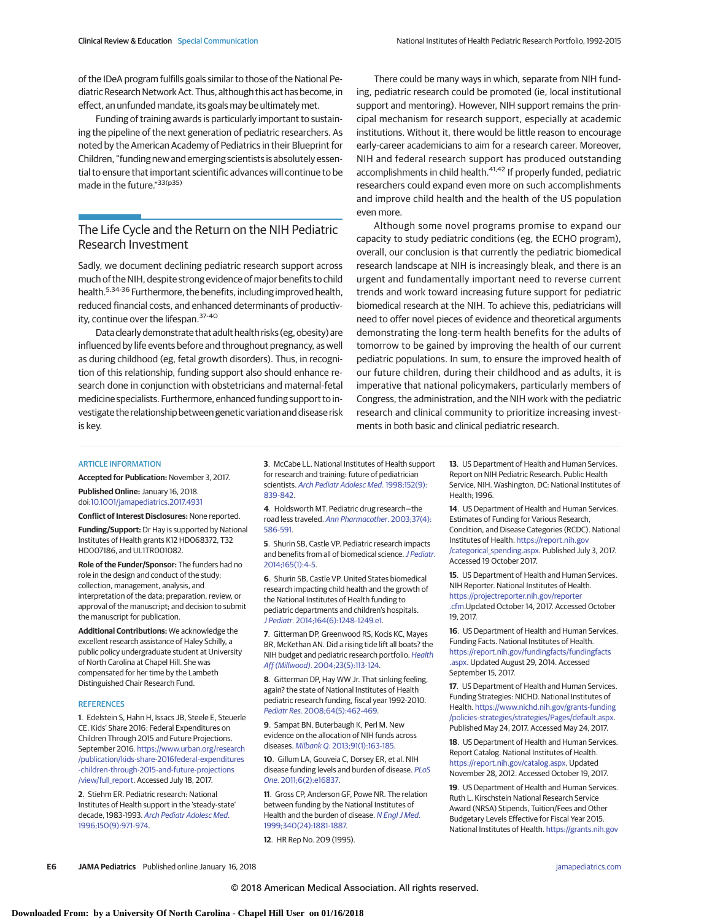of the IDeA program fulfills goals similar to those of the National Pediatric Research Network Act. Thus, although this act has become, in effect, an unfunded mandate, its goals may be ultimately met.

Funding of training awards is particularly important to sustaining the pipeline of the next generation of pediatric researchers. As noted by the American Academy of Pediatrics in their Blueprint for Children, "funding new and emerging scientists is absolutely essential to ensure that important scientific advances will continue to be made in the future."[33(p35)]

## The Life Cycle and the Return on the NIH Pediatric Research Investment

Sadly, we document declining pediatric research support across much of the NIH, despite strong evidence of major benefits to child health.[5,34-36] Furthermore, the benefits, including improved health, reduced financial costs, and enhanced determinants of productivity, continue over the lifespan.[37-40]

Data clearly demonstrate that adult health risks (eg, obesity) are influenced by life events before and throughout pregnancy, as well as during childhood (eg, fetal growth disorders). Thus, in recognition of this relationship, funding support also should enhance research done in conjunction with obstetricians and maternal-fetal medicine specialists. Furthermore, enhanced funding support to investigate the relationship between genetic variation and disease risk is key.

There could be many ways in which, separate from NIH funding, pediatric research could be promoted (ie, local institutional support and mentoring). However, NIH support remains the principal mechanism for research support, especially at academic institutions. Without it, there would be little reason to encourage early-career academicians to aim for a research career. Moreover, NIH and federal research support has produced outstanding accomplishments in child health.[41,42] If properly funded, pediatric researchers could expand even more on such accomplishments and improve child health and the health of the US population even more.

Although some novel programs promise to expand our capacity to study pediatric conditions (eg, the ECHO program), overall, our conclusion is that currently the pediatric biomedical research landscape at NIH is increasingly bleak, and there is an urgent and fundamentally important need to reverse current trends and work toward increasing future support for pediatric biomedical research at the NIH. To achieve this, pediatricians will need to offer novel pieces of evidence and theoretical arguments demonstrating the long-term health benefits for the adults of tomorrow to be gained by improving the health of our current pediatric populations. In sum, to ensure the improved health of our future children, during their childhood and as adults, it is imperative that national policymakers, particularly members of Congress, the administration, and the NIH work with the pediatric research and clinical community to prioritize increasing investments in both basic and clinical pediatric research.

### ARTICLE INFORMATION

**Accepted for Publication:** November 3, 2017.

**Published Online:** January 16, 2018. doi:10.1001/jamapediatrics.2017.4931

**Conflict of Interest Disclosures:** None reported.

**Funding/Support:** Dr Hay is supported by National Institutes of Health grants K12 HD068372, T32 HD007186, and UL1TR001082.

**Role of the Funder/Sponsor:** The funders had no role in the design and conduct of the study; collection, management, analysis, and interpretation of the data; preparation, review, or approval of the manuscript; and decision to submit the manuscript for publication.

**Additional Contributions:** We acknowledge the excellent research assistance of Haley Schilly, a public policy undergraduate student at University of North Carolina at Chapel Hill. She was compensated for her time by the Lambeth Distinguished Chair Research Fund.

### REFERENCES

1. Edelstein S, Hahn H, Issacs JB, Steele E, Steuerle CE. Kids' Share 2016: Federal Expenditures on Children Through 2015 and Future Projections. September 2016. https://www.urban.org/research/publication/kids-share-2016federal-expenditures-children-through-2015-and-future-projections/view/full_report. Accessed July 18, 2017.

2. Stiehm ER. Pediatric research: National Institutes of Health support in the 'steady-state' decade, 1983-1993. *Arch Pediatr Adolesc Med*. 1996;150(9):971-974.

3. McCabe LL. National Institutes of Health support for research and training: future of pediatrician scientists. *Arch Pediatr Adolesc Med*. 1998;152(9):839-842.

4. Holdsworth MT. Pediatric drug research—the road less traveled. *Ann Pharmacother*. 2003;37(4):586-591.

5. Shurin SB, Castle VP. Pediatric research impacts and benefits from all of biomedical science. *J Pediatr*. 2014;165(1):4-5.

6. Shurin SB, Castle VP. United States biomedical research impacting child health and the growth of the National Institutes of Health funding to pediatric departments and children's hospitals. *J Pediatr*. 2014;164(6):1248-1249.e1.

7. Gitterman DP, Greenwood RS, Kocis KC, Mayes BR, McKethan AN. Did a rising tide lift all boats? the NIH budget and pediatric research portfolio. *Health Aff (Millwood)*. 2004;23(5):113-124.

8. Gitterman DP, Hay WW Jr. That sinking feeling, again? the state of National Institutes of Health pediatric research funding, fiscal year 1992-2010. *Pediatr Res*. 2008;64(5):462-469.

9. Sampat BN, Buterbaugh K, Perl M. New evidence on the allocation of NIH funds across diseases. *Milbank Q*. 2013;91(1):163-185.

10. Gillum LA, Gouveia C, Dorsey ER, et al. NIH disease funding levels and burden of disease. *PLoS One*. 2011;6(2):e16837.

11. Gross CP, Anderson GF, Powe NR. The relation between funding by the National Institutes of Health and the burden of disease. *N Engl J Med*. 1999;340(24):1881-1887.

12. HR Rep No. 209 (1995).

13. US Department of Health and Human Services. Report on NIH Pediatric Research. Public Health Service, NIH. Washington, DC: National Institutes of Health; 1996.

14. US Department of Health and Human Services. Estimates of Funding for Various Research, Condition, and Disease Categories (RCDC). National Institutes of Health. https://report.nih.gov/categorical_spending.aspx. Published July 3, 2017. Accessed 19 October 2017.

15. US Department of Health and Human Services. NIH Reporter. National Institutes of Health. https://projectreporter.nih.gov/reporter.cfm.Updated October 14, 2017. Accessed October 19, 2017.

16. US Department of Health and Human Services. Funding Facts. National Institutes of Health. https://report.nih.gov/fundingfacts/fundingfacts.aspx. Updated August 29, 2014. Accessed September 15, 2017.

17. US Department of Health and Human Services. Funding Strategies: NICHD. National Institutes of Health. https://www.nichd.nih.gov/grants-funding/policies-strategies/strategies/Pages/default.aspx. Published May 24, 2017. Accessed May 24, 2017.

18. US Department of Health and Human Services. Report Catalog. National Institutes of Health. https://report.nih.gov/catalog.aspx. Updated November 28, 2012. Accessed October 19, 2017.

19. US Department of Health and Human Services. Ruth L. Kirschstein National Research Service Award (NRSA) Stipends, Tuition/Fees and Other Budgetary Levels Effective for Fiscal Year 2015. National Institutes of Health. https://grants.nih.gov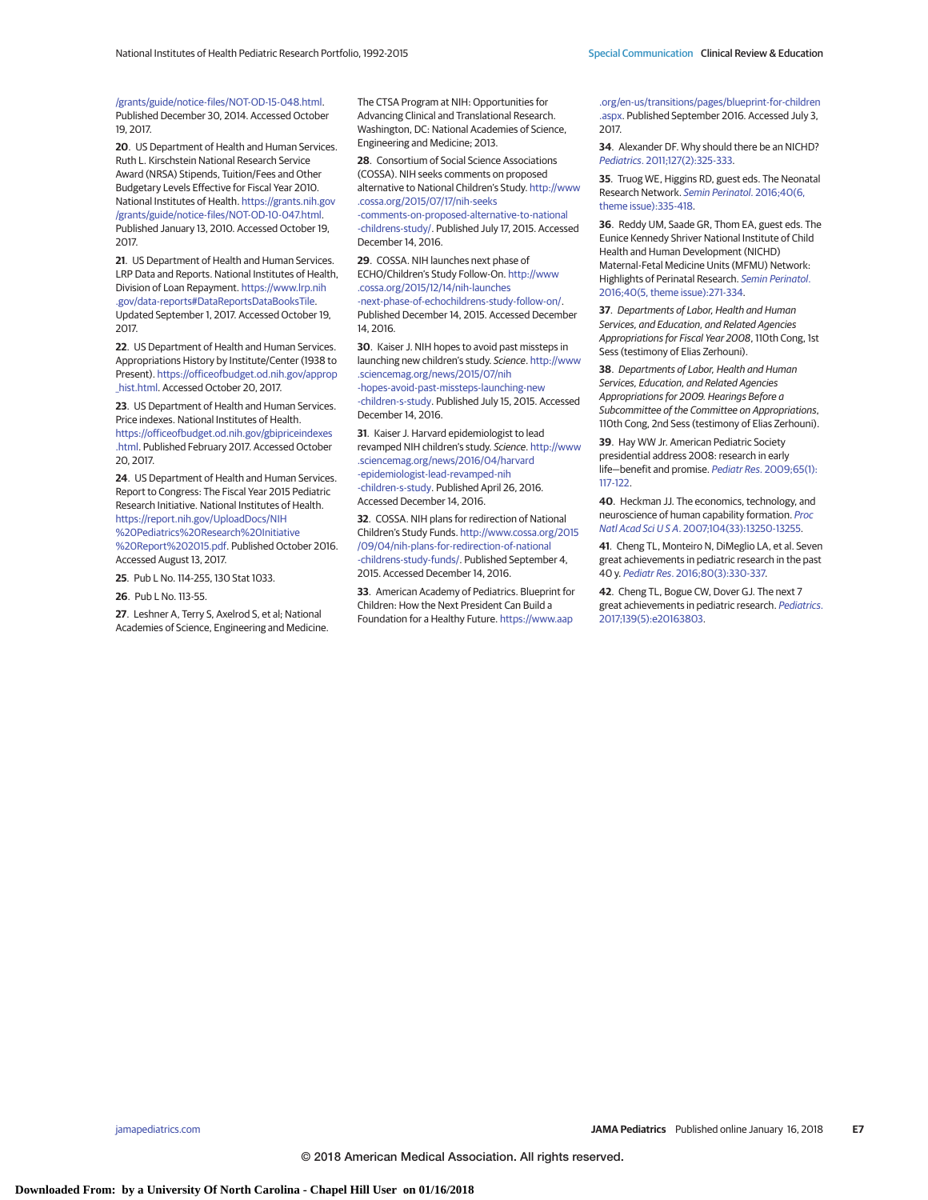/grants/guide/notice-files/NOT-OD-15-048.html. Published December 30, 2014. Accessed October 19, 2017.

**20**. US Department of Health and Human Services. Ruth L. Kirschstein National Research Service Award (NRSA) Stipends, Tuition/Fees and Other Budgetary Levels Effective for Fiscal Year 2010. National Institutes of Health. https://grants.nih.gov/grants/guide/notice-files/NOT-OD-10-047.html. Published January 13, 2010. Accessed October 19, 2017.

**21**. US Department of Health and Human Services. LRP Data and Reports. National Institutes of Health, Division of Loan Repayment. https://www.lrp.nih.gov/data-reports#DataReportsDataBooksTile. Updated September 1, 2017. Accessed October 19, 2017.

**22**. US Department of Health and Human Services. Appropriations History by Institute/Center (1938 to Present). https://officeofbudget.od.nih.gov/approp_hist.html. Accessed October 20, 2017.

**23**. US Department of Health and Human Services. Price indexes. National Institutes of Health. https://officeofbudget.od.nih.gov/gbipriceindexes.html. Published February 2017. Accessed October 20, 2017.

**24**. US Department of Health and Human Services. Report to Congress: The Fiscal Year 2015 Pediatric Research Initiative. National Institutes of Health. https://report.nih.gov/UploadDocs/NIH%20Pediatrics%20Research%20Initiative%20Report%202015.pdf. Published October 2016. Accessed August 13, 2017.

**25**. Pub L No. 114-255, 130 Stat 1033.

**26**. Pub L No. 113-55.

**27**. Leshner A, Terry S, Axelrod S, et al; National Academies of Science, Engineering and Medicine. The CTSA Program at NIH: Opportunities for Advancing Clinical and Translational Research. Washington, DC: National Academies of Science, Engineering and Medicine; 2013.

**28**. Consortium of Social Science Associations (COSSA). NIH seeks comments on proposed alternative to National Children's Study. http://www.cossa.org/2015/07/17/nih-seeks-comments-on-proposed-alternative-to-national-childrens-study/. Published July 17, 2015. Accessed December 14, 2016.

**29**. COSSA. NIH launches next phase of ECHO/Children's Study Follow-On. http://www.cossa.org/2015/12/14/nih-launches-next-phase-of-echochildrens-study-follow-on/. Published December 14, 2015. Accessed December 14, 2016.

**30**. Kaiser J. NIH hopes to avoid past missteps in launching new children's study. *Science*. http://www.sciencemag.org/news/2015/07/nih-hopes-avoid-past-missteps-launching-new-children-s-study. Published July 15, 2015. Accessed December 14, 2016.

**31**. Kaiser J. Harvard epidemiologist to lead revamped NIH children's study. *Science*. http://www.sciencemag.org/news/2016/04/harvard-epidemiologist-lead-revamped-nih-children-s-study. Published April 26, 2016. Accessed December 14, 2016.

**32**. COSSA. NIH plans for redirection of National Children's Study Funds. http://www.cossa.org/2015/09/04/nih-plans-for-redirection-of-national-childrens-study-funds/. Published September 4, 2015. Accessed December 14, 2016.

**33**. American Academy of Pediatrics. Blueprint for Children: How the Next President Can Build a Foundation for a Healthy Future. https://www.aap.org/en-us/transitions/pages/blueprint-for-children.aspx. Published September 2016. Accessed July 3, 2017.

**34**. Alexander DF. Why should there be an NICHD? *Pediatrics*. 2011;127(2):325-333.

**35**. Truog WE, Higgins RD, guest eds. The Neonatal Research Network. *Semin Perinatol*. 2016;40(6, theme issue):335-418.

**36**. Reddy UM, Saade GR, Thom EA, guest eds. The Eunice Kennedy Shriver National Institute of Child Health and Human Development (NICHD) Maternal-Fetal Medicine Units (MFMU) Network: Highlights of Perinatal Research. *Semin Perinatol*. 2016;40(5, theme issue):271-334.

**37**. *Departments of Labor, Health and Human Services, and Education, and Related Agencies Appropriations for Fiscal Year 2008*, 110th Cong, 1st Sess (testimony of Elias Zerhouni).

**38**. *Departments of Labor, Health and Human Services, Education, and Related Agencies Appropriations for 2009. Hearings Before a Subcommittee of the Committee on Appropriations*, 110th Cong, 2nd Sess (testimony of Elias Zerhouni).

**39**. Hay WW Jr. American Pediatric Society presidential address 2008: research in early life—benefit and promise. *Pediatr Res*. 2009;65(1):117-122.

**40**. Heckman JJ. The economics, technology, and neuroscience of human capability formation. *Proc Natl Acad Sci U S A*. 2007;104(33):13250-13255.

**41**. Cheng TL, Monteiro N, DiMeglio LA, et al. Seven great achievements in pediatric research in the past 40 y. *Pediatr Res*. 2016;80(3):330-337.

**42**. Cheng TL, Bogue CW, Dover GJ. The next 7 great achievements in pediatric research. *Pediatrics*. 2017;139(5):e20163803.